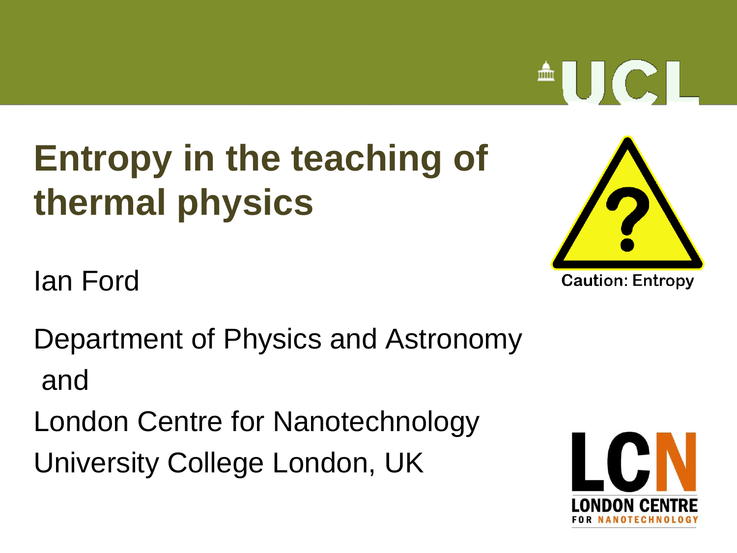# Entropy in the teaching of thermal physics

Caution: Entropy

Ian Ford

Department of Physics and Astronomy
and
London Centre for Nanotechnology
University College London, UK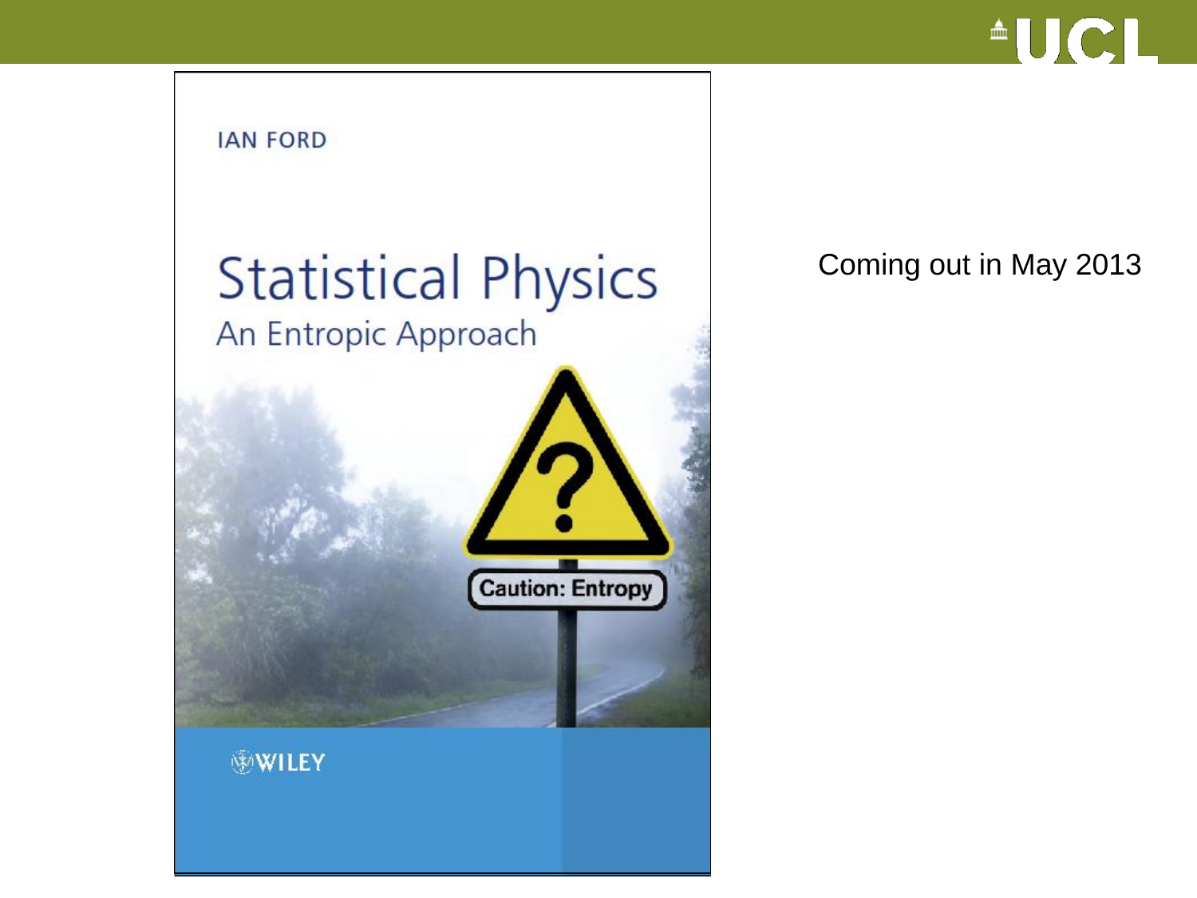IAN FORD

# Statistical Physics

## An Entropic Approach

Caution: Entropy

WILEY

Coming out in May 2013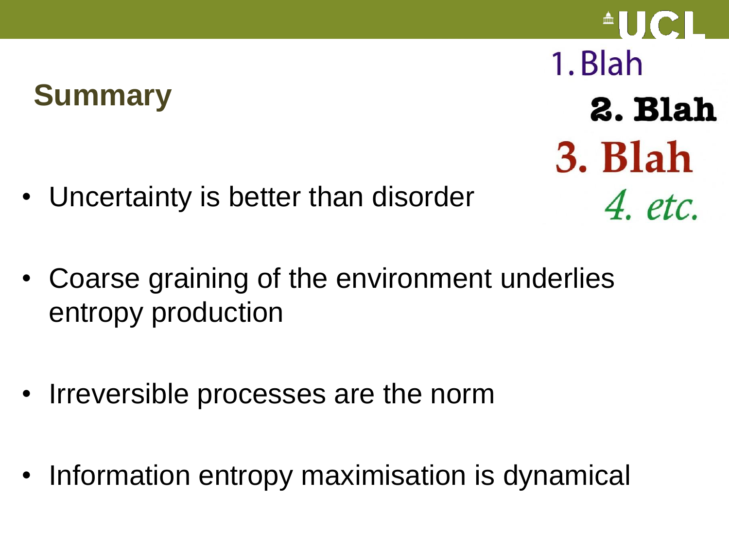## Summary

1. Blah
2. Blah
3. Blah
4. *etc.*

- Uncertainty is better than disorder
- Coarse graining of the environment underlies entropy production
- Irreversible processes are the norm
- Information entropy maximisation is dynamical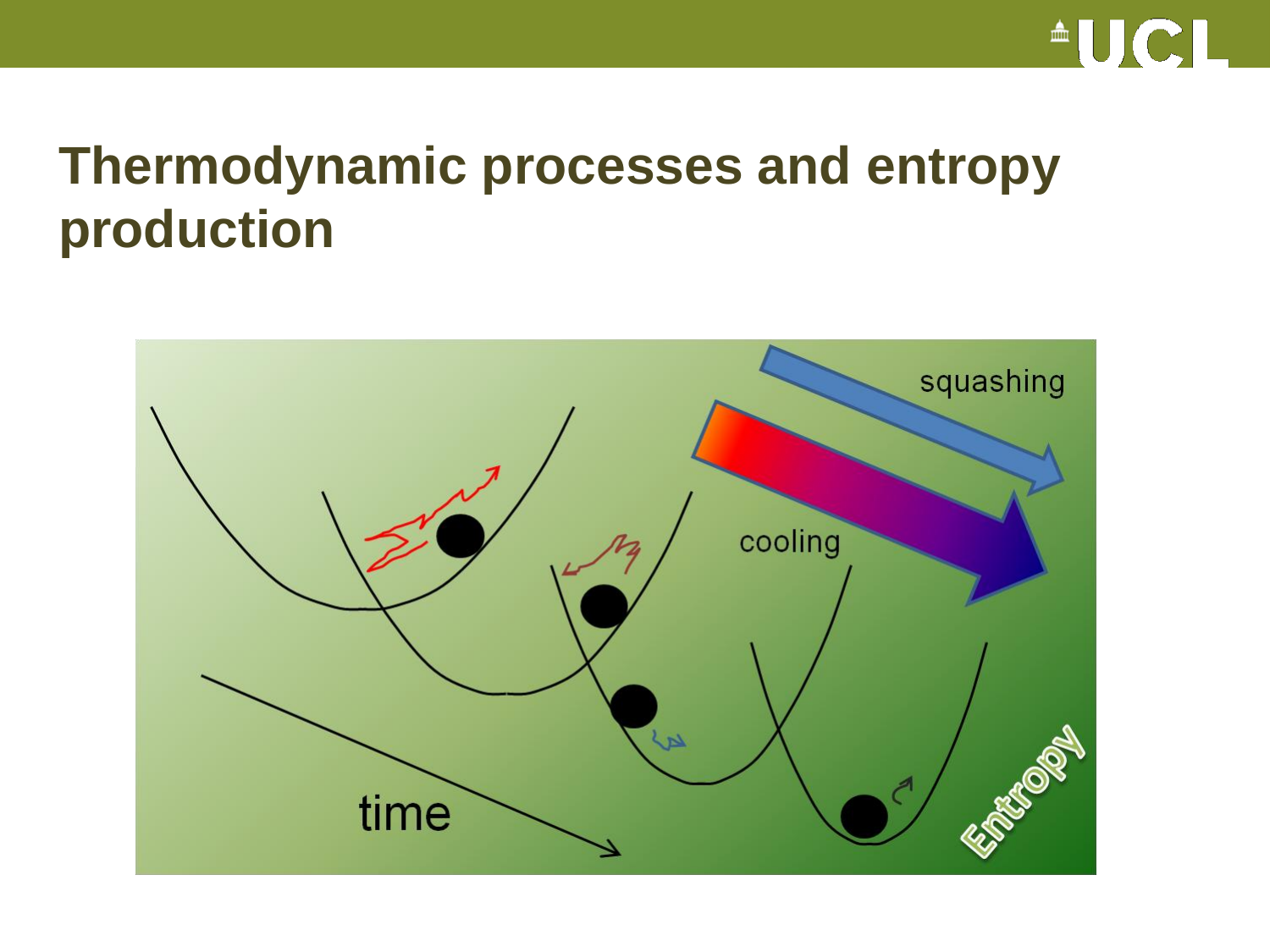# Thermodynamic processes and entropy production

squashing

cooling

time

Entropy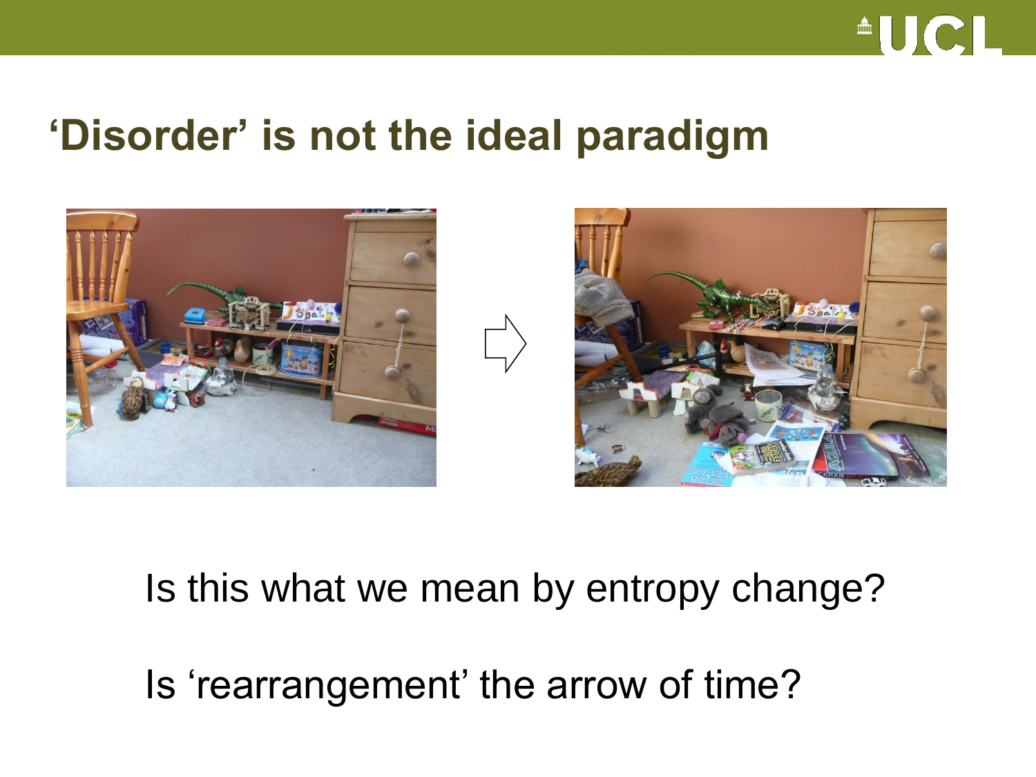## 'Disorder' is not the ideal paradigm

Is this what we mean by entropy change?

Is 'rearrangement' the arrow of time?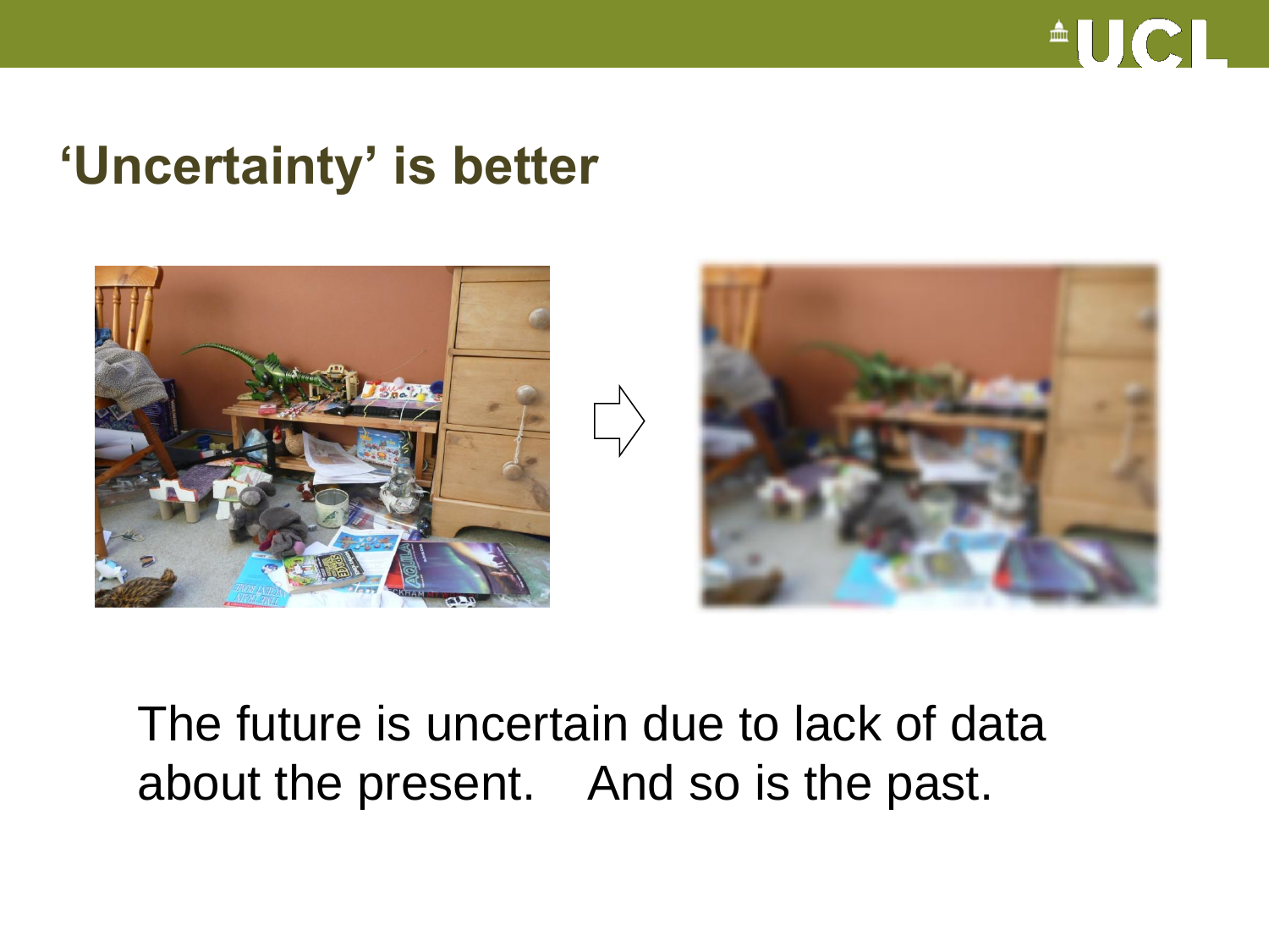## ‘Uncertainty’ is better

The future is uncertain due to lack of data about the present. And so is the past.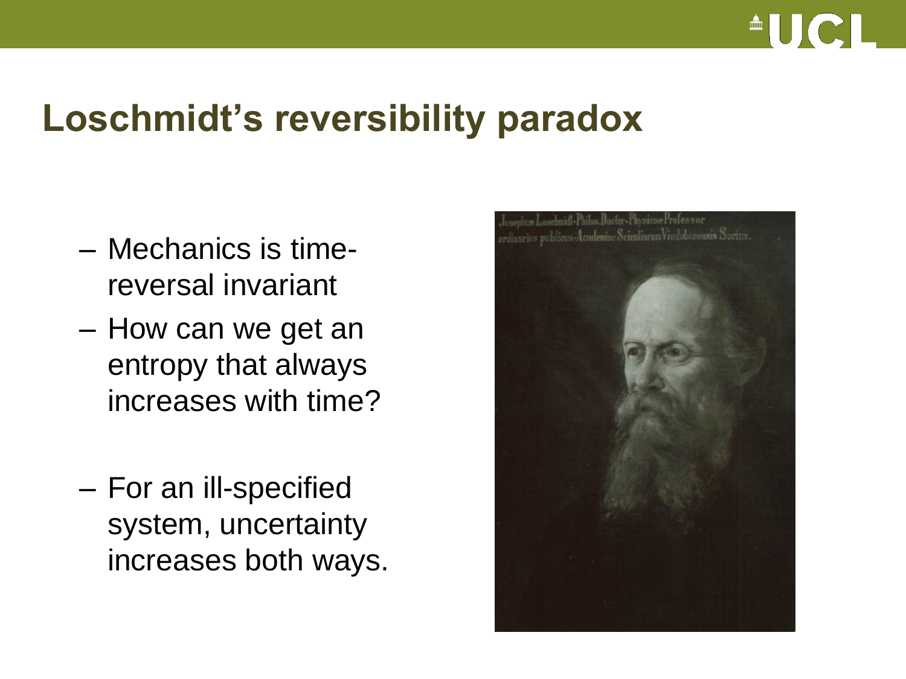# Loschmidt's reversibility paradox

- Mechanics is time-reversal invariant
- How can we get an entropy that always increases with time?
- For an ill-specified system, uncertainty increases both ways.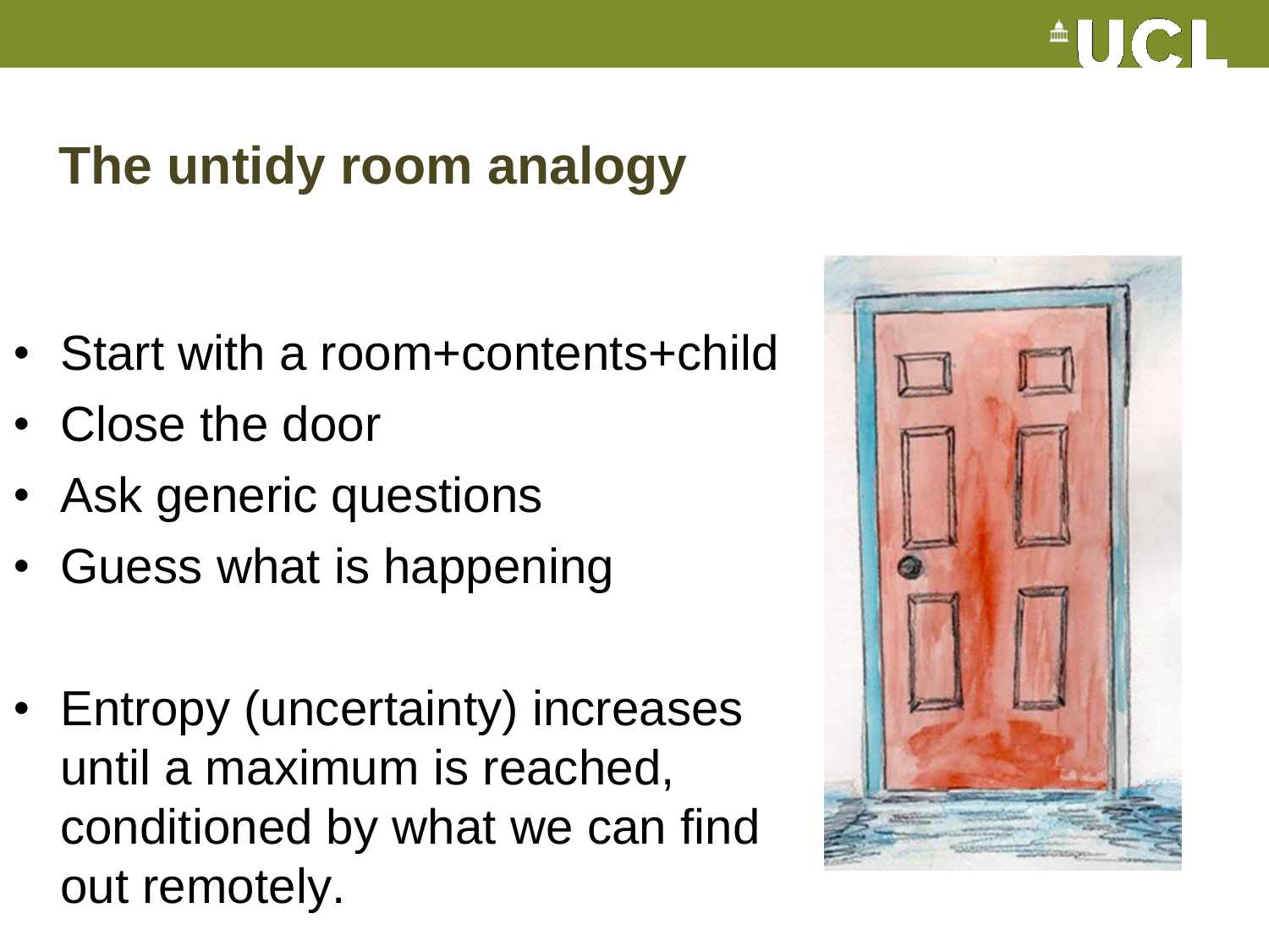## The untidy room analogy

- Start with a room+contents+child
- Close the door
- Ask generic questions
- Guess what is happening

- Entropy (uncertainty) increases until a maximum is reached, conditioned by what we can find out remotely.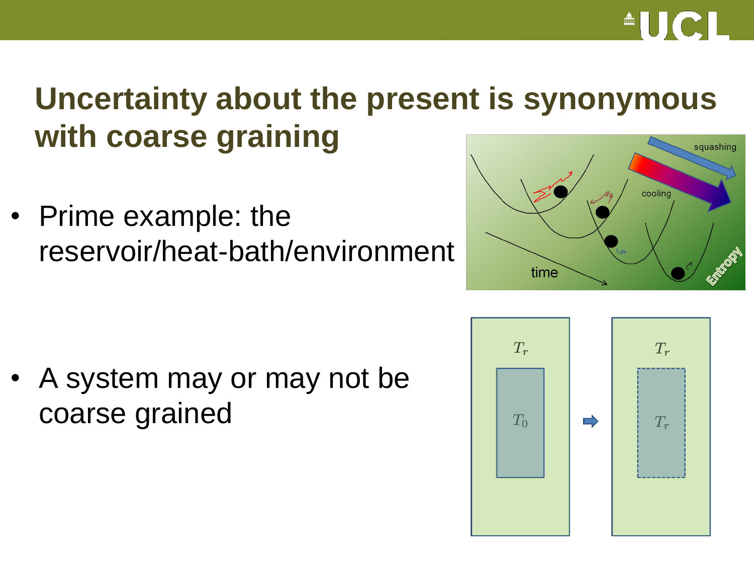# Uncertainty about the present is synonymous with coarse graining

- Prime example: the reservoir/heat-bath/environment

- A system may or may not be coarse grained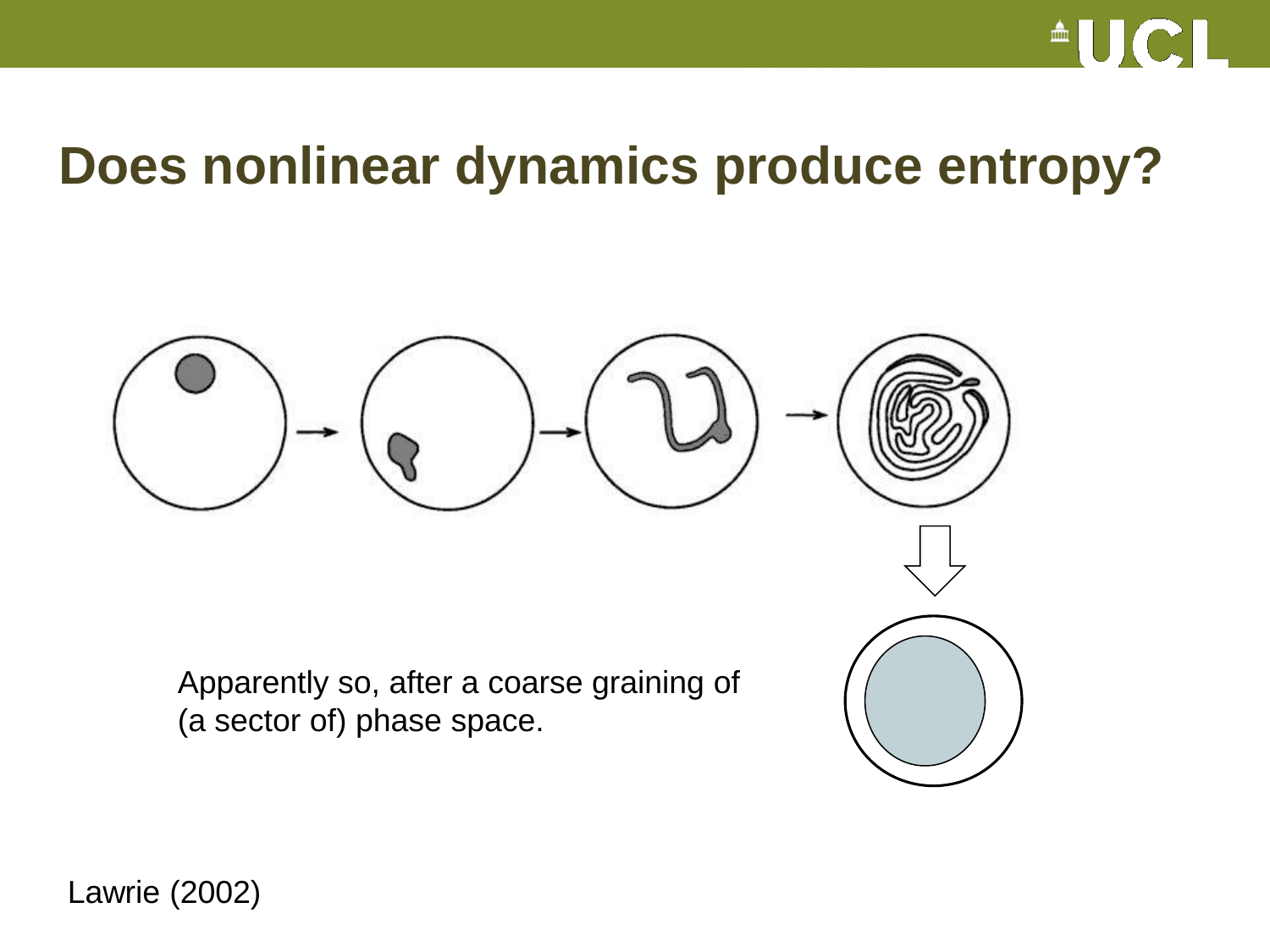# Does nonlinear dynamics produce entropy?

Apparently so, after a coarse graining of (a sector of) phase space.

Lawrie (2002)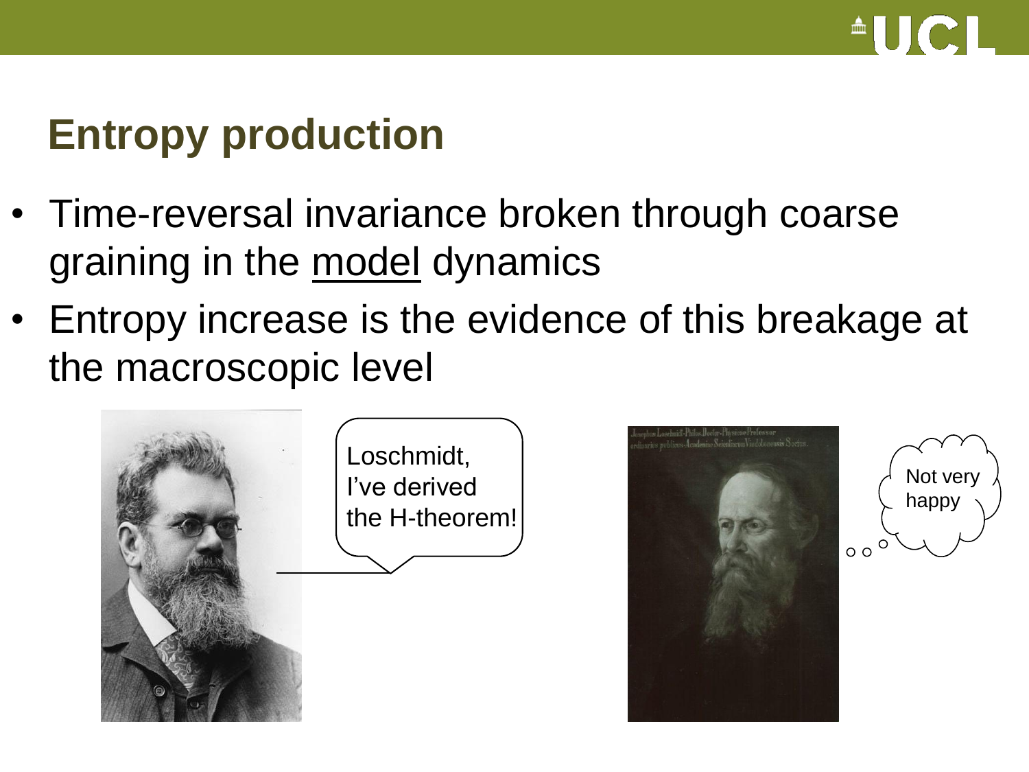## Entropy production

- Time-reversal invariance broken through coarse graining in the model dynamics
- Entropy increase is the evidence of this breakage at the macroscopic level

Loschmidt, I've derived the H-theorem!

Not very happy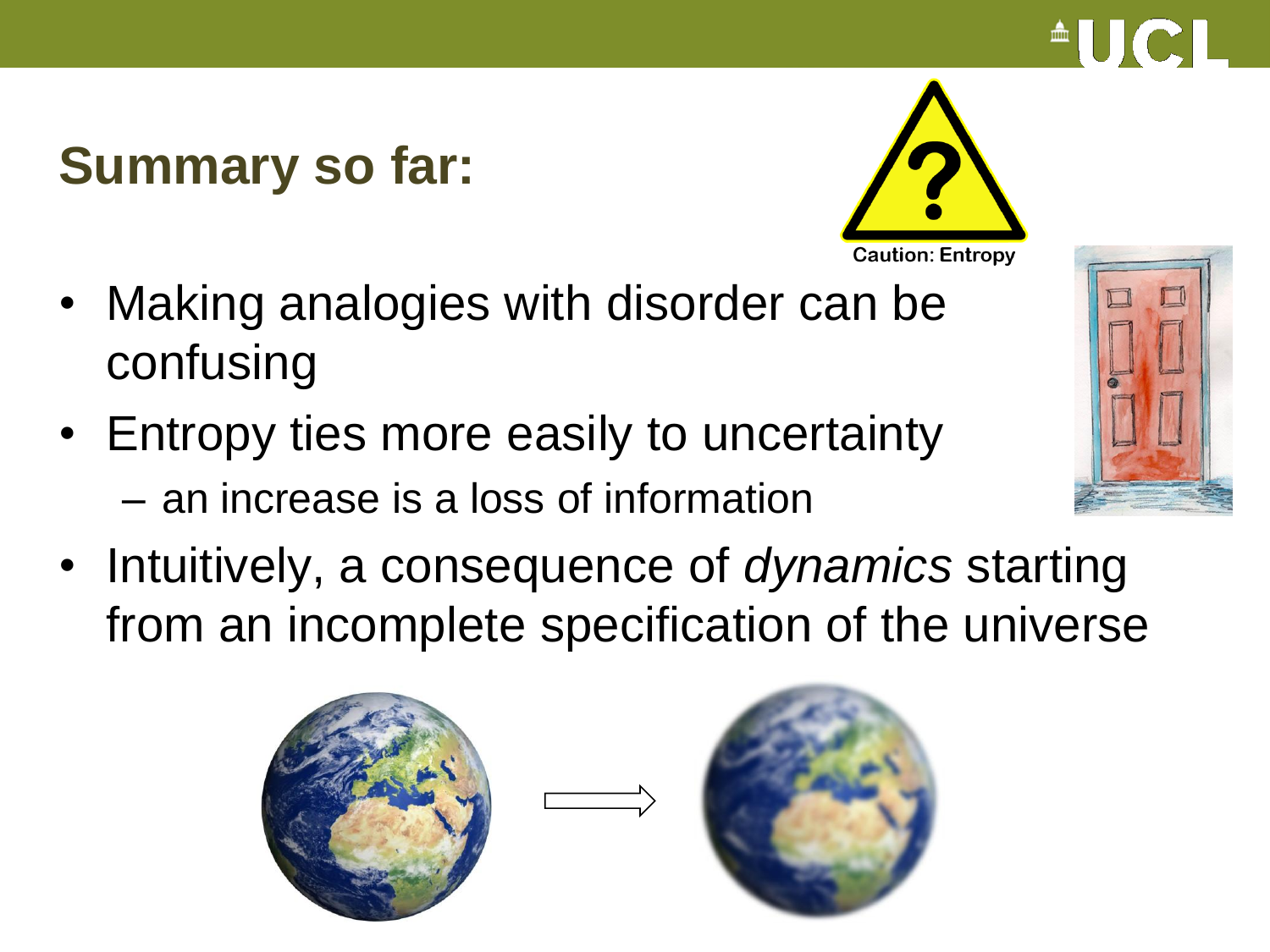## Summary so far:

- Making analogies with disorder can be confusing
- Entropy ties more easily to uncertainty
  - an increase is a loss of information
- Intuitively, a consequence of *dynamics* starting from an incomplete specification of the universe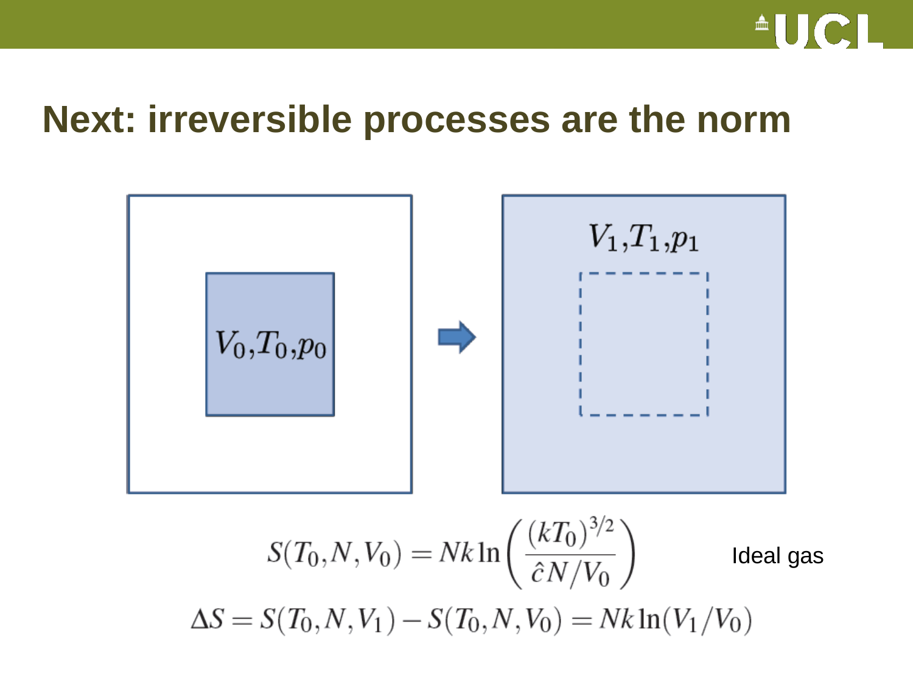# Next: irreversible processes are the norm

$V_0, T_0, p_0$

$V_1, T_1, p_1$

$$S(T_0, N, V_0) = Nk \ln\left(\frac{(kT_0)^{3/2}}{\hat{c}N/V_0}\right)$$

Ideal gas

$$\Delta S = S(T_0, N, V_1) - S(T_0, N, V_0) = Nk \ln(V_1/V_0)$$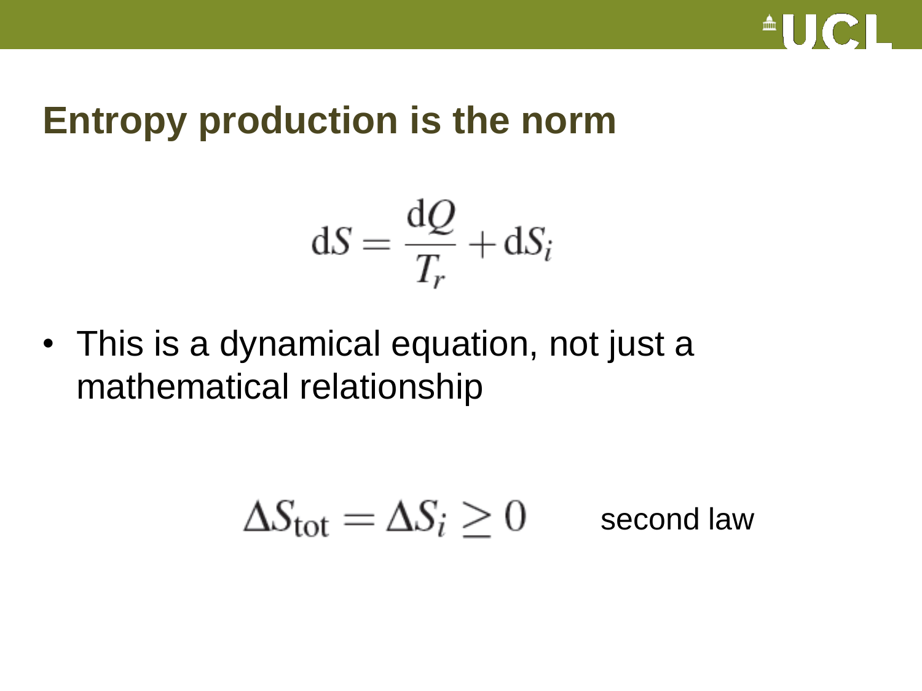# Entropy production is the norm

$$\mathrm{d}S = \frac{\mathrm{d}Q}{T_r} + \mathrm{d}S_i$$

- This is a dynamical equation, not just a mathematical relationship

$$\Delta S_{\mathrm{tot}} = \Delta S_i \geq 0 \qquad \text{second law}$$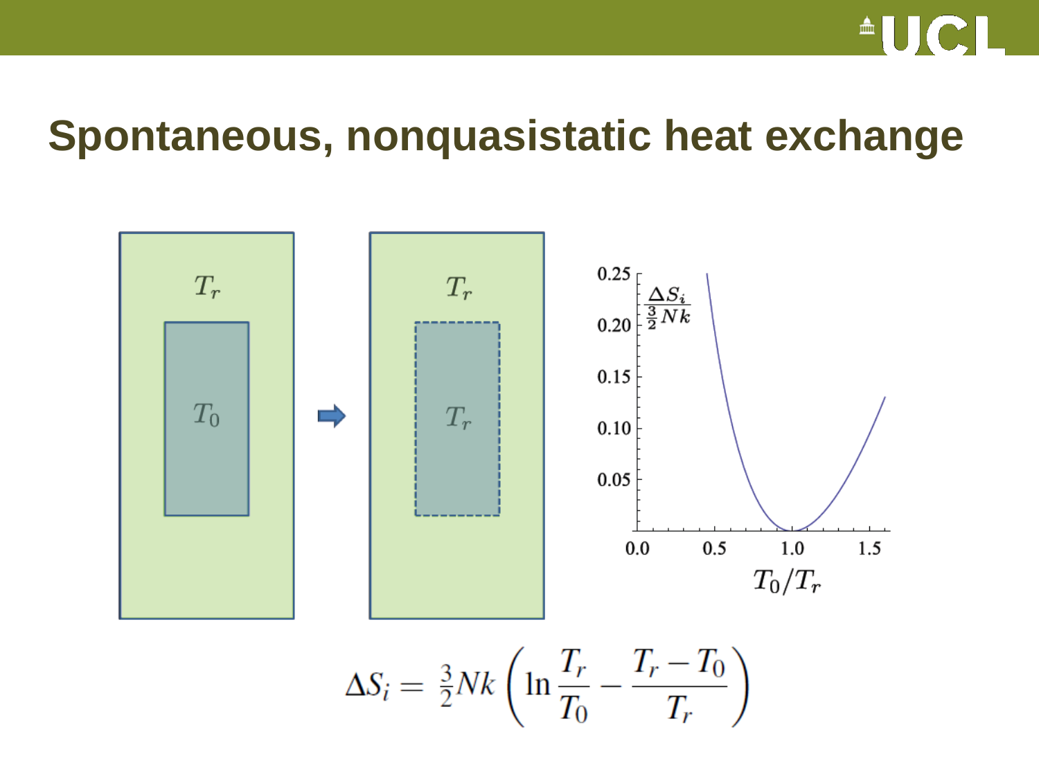# Spontaneous, nonquasistatic heat exchange

$T_r$

$T_0$

$T_r$

$T_r$

$$\Delta S_i = \tfrac{3}{2}Nk\left(\ln\frac{T_r}{T_0} - \frac{T_r - T_0}{T_r}\right)$$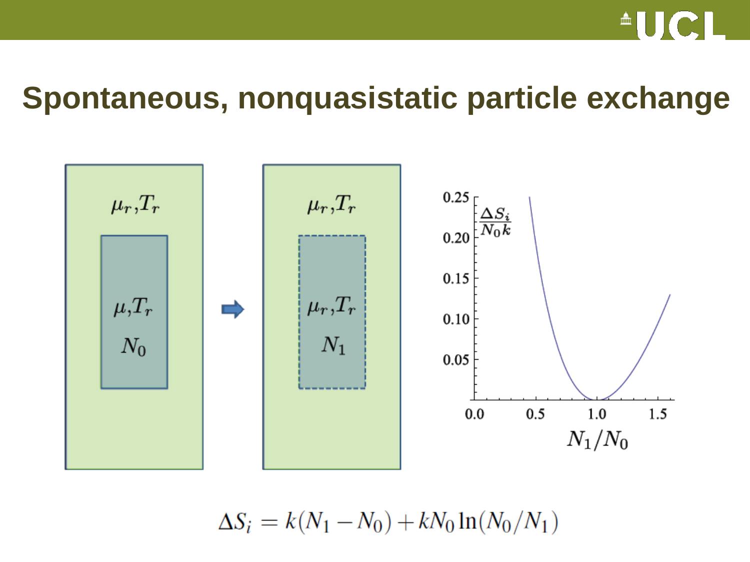# Spontaneous, nonquasistatic particle exchange

$\mu_r, T_r$

$\mu, T_r$

$N_0$

$\mu_r, T_r$

$\mu_r, T_r$

$N_1$

$$\Delta S_i = k(N_1 - N_0) + kN_0 \ln(N_0/N_1)$$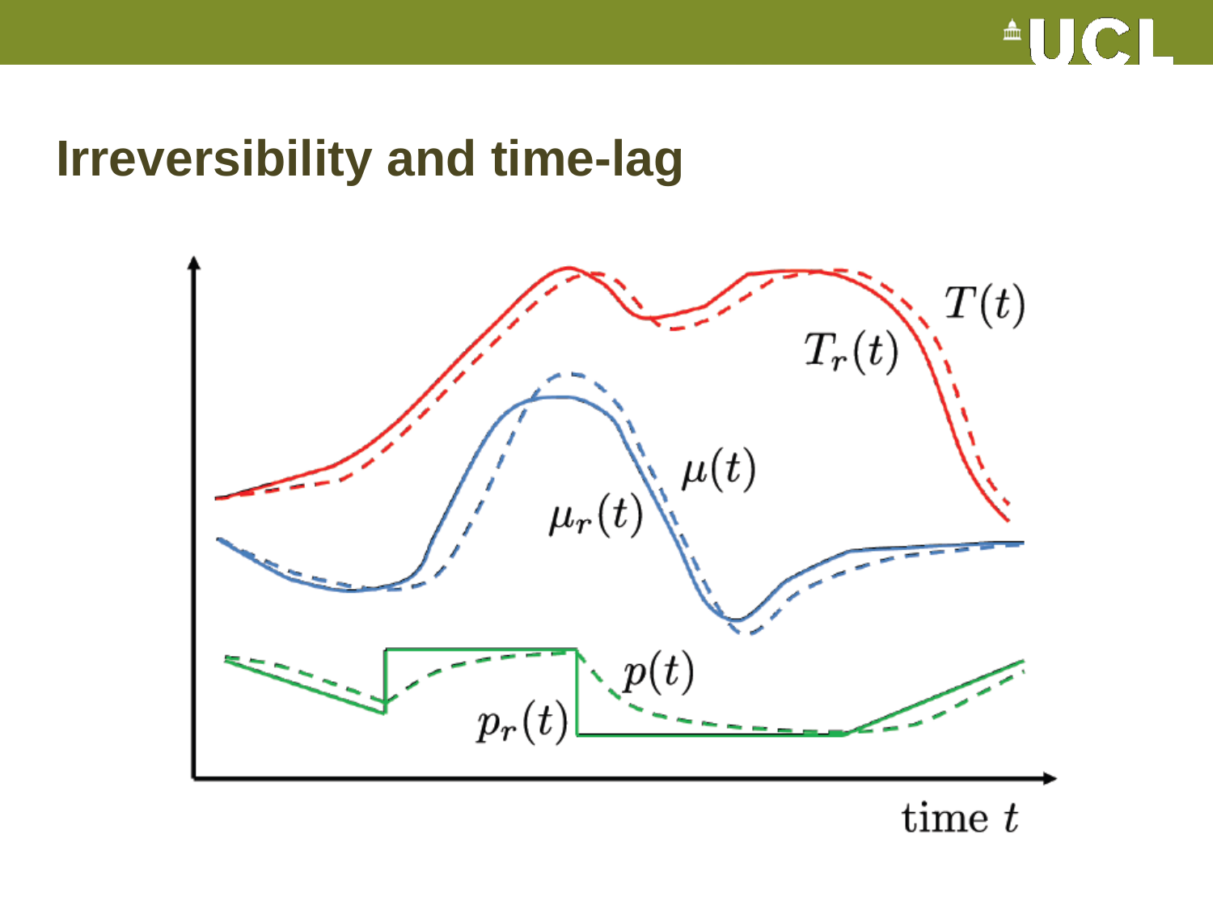# Irreversibility and time-lag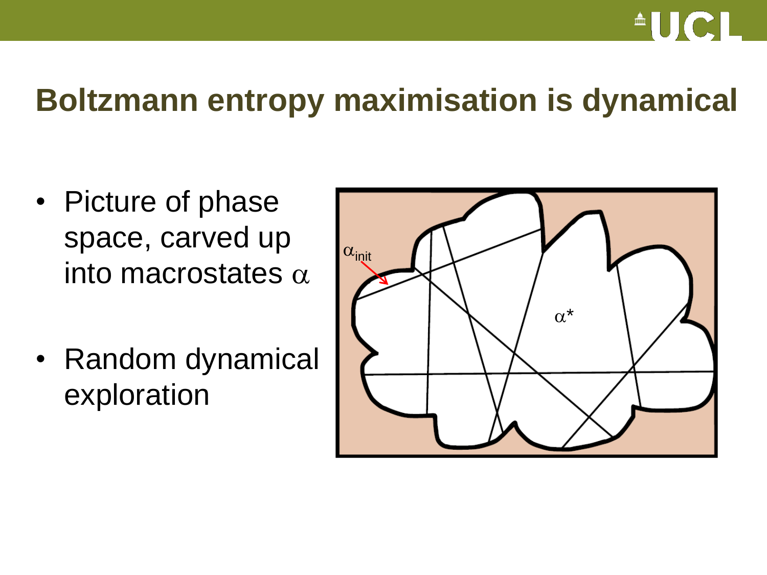# Boltzmann entropy maximisation is dynamical

- Picture of phase space, carved up into macrostates $\alpha$
- Random dynamical exploration

$\alpha_{init}$

$\alpha^*$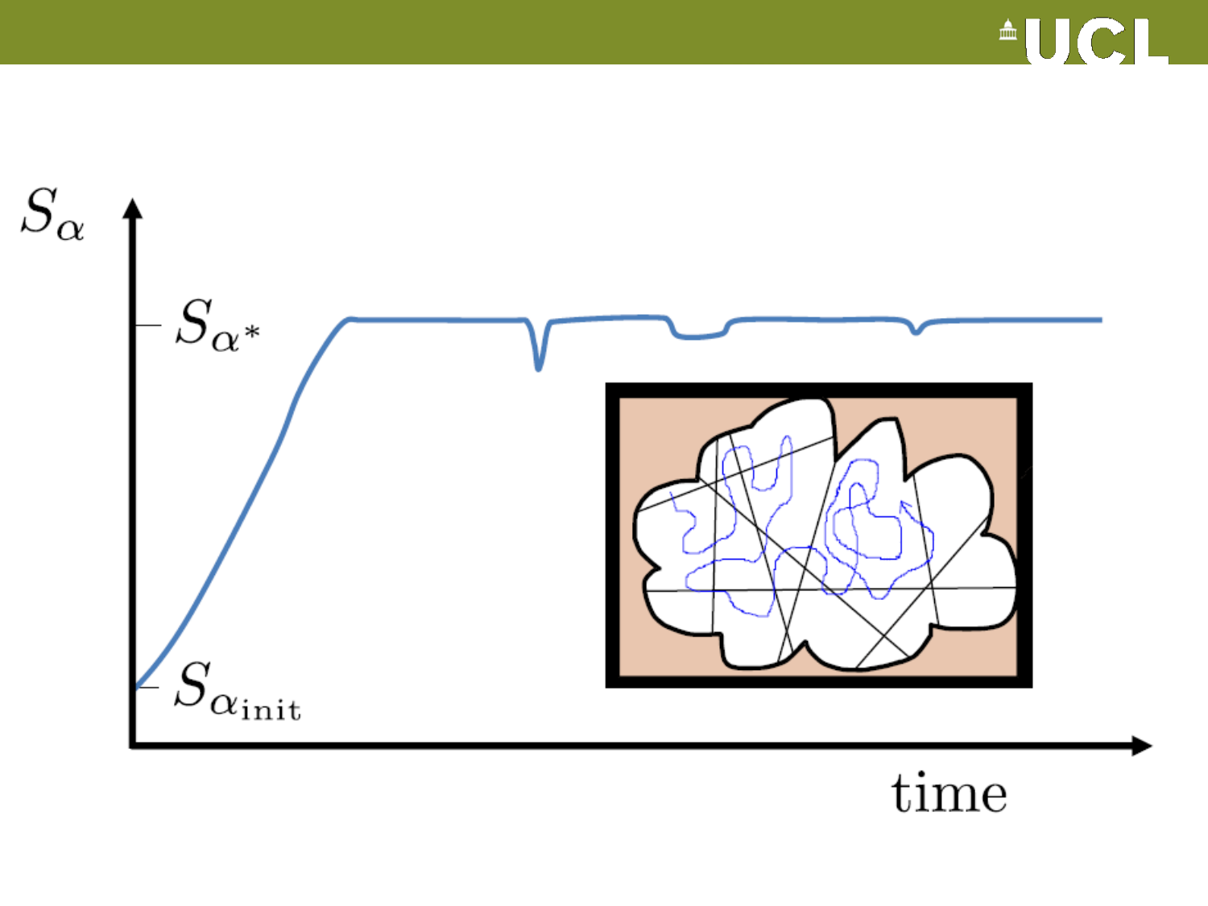$S_\alpha$

$S_{\alpha^*}$

$S_{\alpha_{\text{init}}}$

time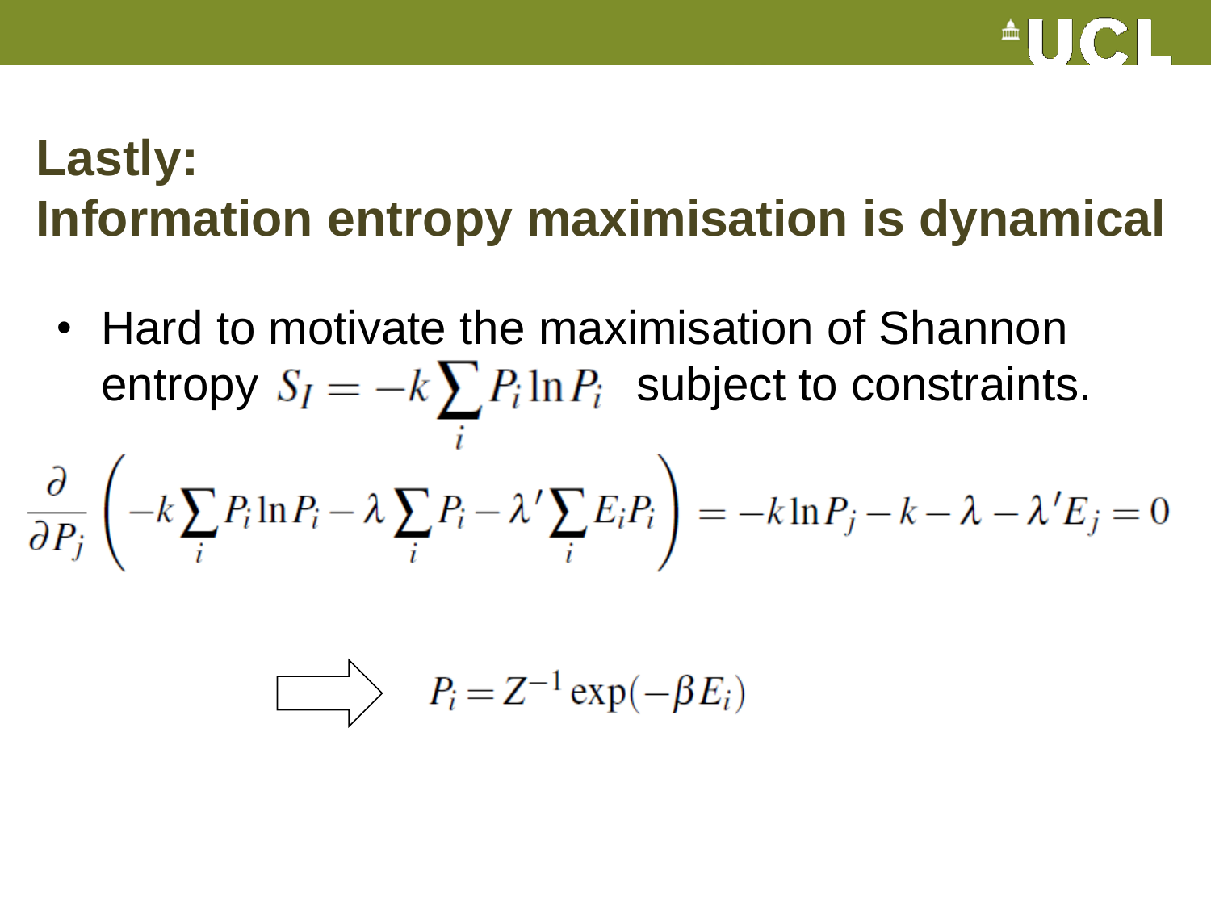# Lastly:
# Information entropy maximisation is dynamical

- Hard to motivate the maximisation of Shannon entropy $S_I = -k\sum_i P_i \ln P_i$ subject to constraints.

$$\frac{\partial}{\partial P_j}\left(-k\sum_i P_i \ln P_i - \lambda \sum_i P_i - \lambda' \sum_i E_i P_i\right) = -k\ln P_j - k - \lambda - \lambda' E_j = 0$$

$$\Longrightarrow \quad P_i = Z^{-1}\exp(-\beta E_i)$$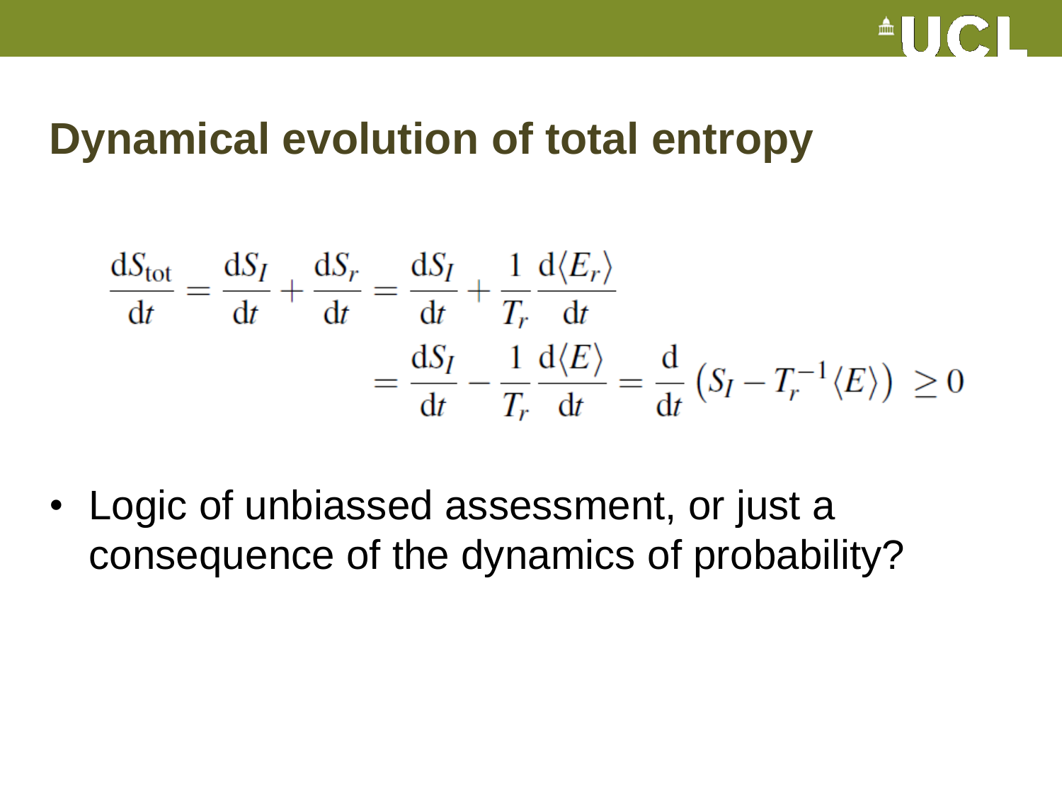# Dynamical evolution of total entropy

$$
\begin{aligned}
\frac{\mathrm{d}S_{\text{tot}}}{\mathrm{d}t} = \frac{\mathrm{d}S_I}{\mathrm{d}t} + \frac{\mathrm{d}S_r}{\mathrm{d}t} &= \frac{\mathrm{d}S_I}{\mathrm{d}t} + \frac{1}{T_r}\frac{\mathrm{d}\langle E_r \rangle}{\mathrm{d}t} \\
&= \frac{\mathrm{d}S_I}{\mathrm{d}t} - \frac{1}{T_r}\frac{\mathrm{d}\langle E \rangle}{\mathrm{d}t} = \frac{\mathrm{d}}{\mathrm{d}t}\left(S_I - T_r^{-1}\langle E \rangle\right) \geq 0
\end{aligned}
$$

- Logic of unbiassed assessment, or just a consequence of the dynamics of probability?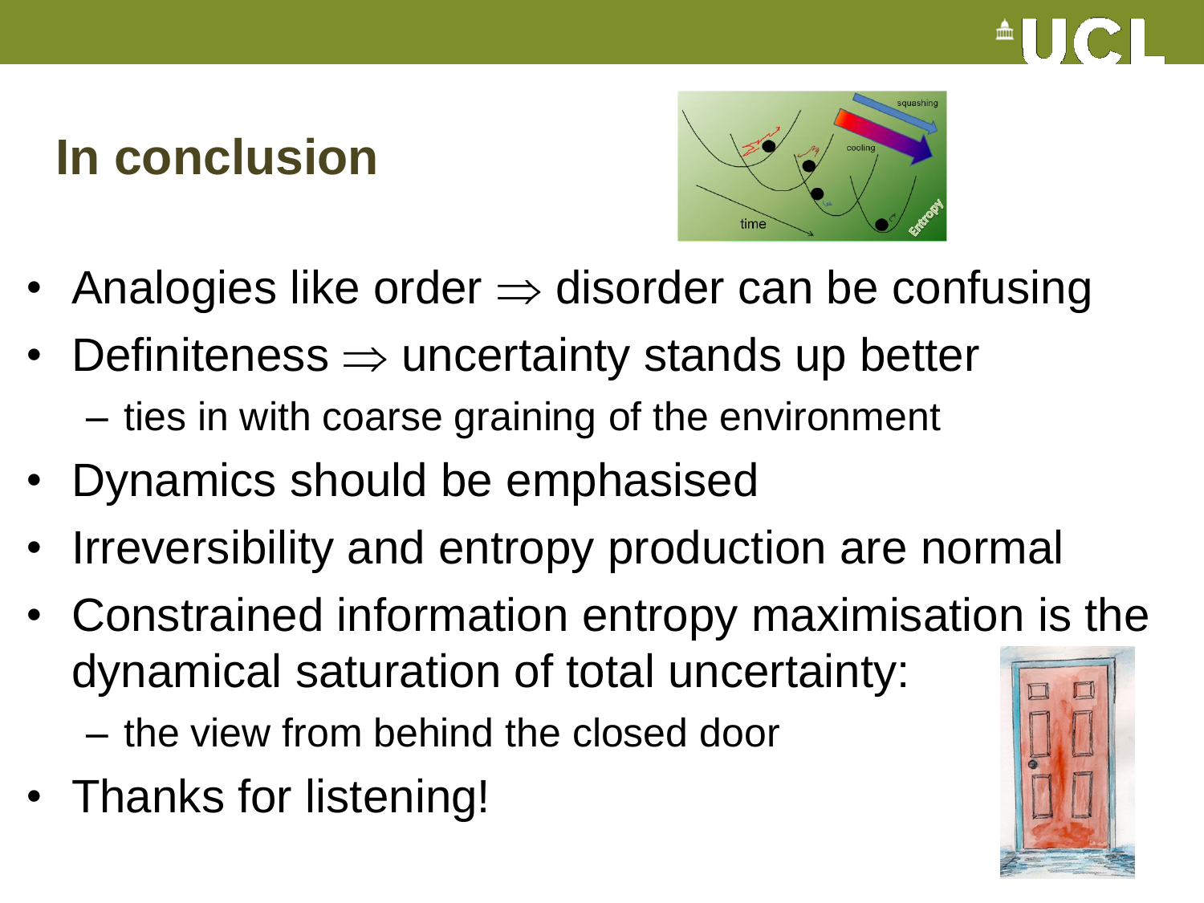# In conclusion

- Analogies like order $\Rightarrow$ disorder can be confusing
- Definiteness $\Rightarrow$ uncertainty stands up better
  - ties in with coarse graining of the environment
- Dynamics should be emphasised
- Irreversibility and entropy production are normal
- Constrained information entropy maximisation is the dynamical saturation of total uncertainty:
  - the view from behind the closed door
- Thanks for listening!